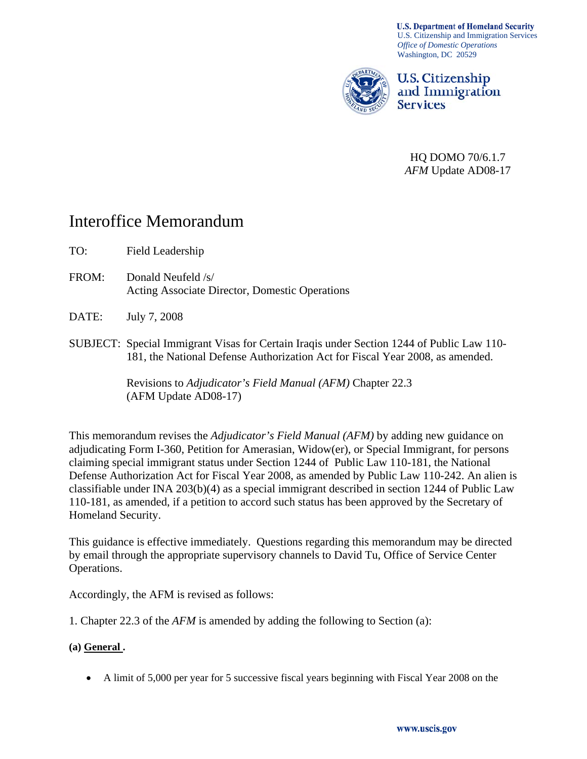**U.S. Department of Homeland Security**
U.S. Citizenship and Immigration Services
*Office of Domestic Operations*
Washington, DC 20529

**U.S. Citizenship and Immigration Services**

HQ DOMO 70/6.1.7
*AFM* Update AD08-17

# Interoffice Memorandum

TO: Field Leadership

FROM: Donald Neufeld /s/
Acting Associate Director, Domestic Operations

DATE: July 7, 2008

SUBJECT: Special Immigrant Visas for Certain Iraqis under Section 1244 of Public Law 110-181, the National Defense Authorization Act for Fiscal Year 2008, as amended.

Revisions to *Adjudicator's Field Manual (AFM)* Chapter 22.3
(AFM Update AD08-17)

This memorandum revises the *Adjudicator's Field Manual (AFM)* by adding new guidance on adjudicating Form I-360, Petition for Amerasian, Widow(er), or Special Immigrant, for persons claiming special immigrant status under Section 1244 of Public Law 110-181, the National Defense Authorization Act for Fiscal Year 2008, as amended by Public Law 110-242. An alien is classifiable under INA 203(b)(4) as a special immigrant described in section 1244 of Public Law 110-181, as amended, if a petition to accord such status has been approved by the Secretary of Homeland Security.

This guidance is effective immediately. Questions regarding this memorandum may be directed by email through the appropriate supervisory channels to David Tu, Office of Service Center Operations.

Accordingly, the AFM is revised as follows:

1. Chapter 22.3 of the *AFM* is amended by adding the following to Section (a):

**(a) <u>General</u> .**

- A limit of 5,000 per year for 5 successive fiscal years beginning with Fiscal Year 2008 on the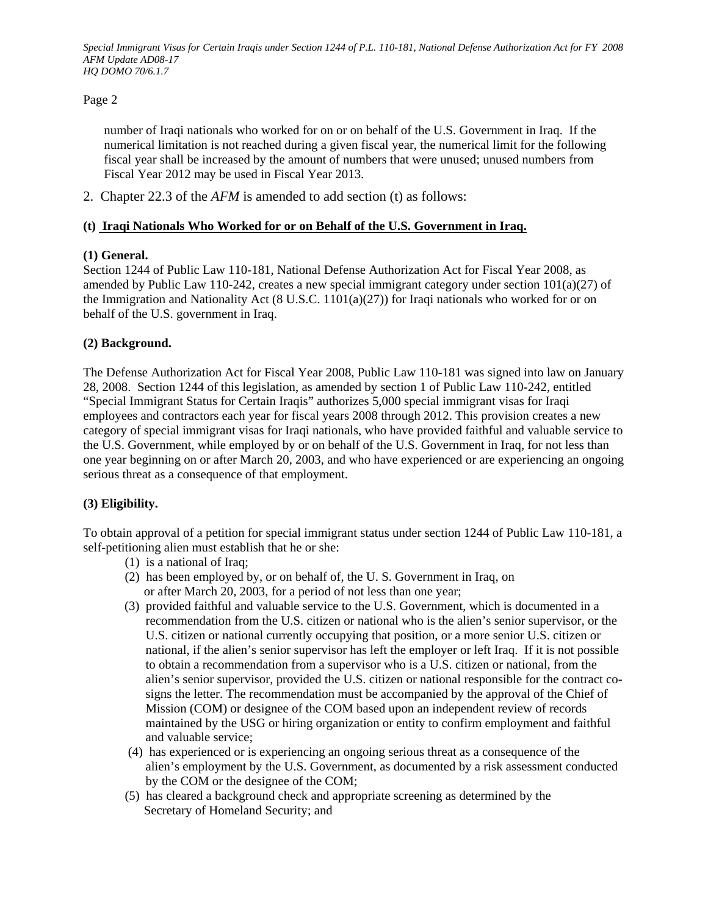number of Iraqi nationals who worked for on or on behalf of the U.S. Government in Iraq. If the numerical limitation is not reached during a given fiscal year, the numerical limit for the following fiscal year shall be increased by the amount of numbers that were unused; unused numbers from Fiscal Year 2012 may be used in Fiscal Year 2013.

2. Chapter 22.3 of the *AFM* is amended to add section (t) as follows:

**(t) <u>Iraqi Nationals Who Worked for or on Behalf of the U.S. Government in Iraq.</u>**

**(1) General.**
Section 1244 of Public Law 110-181, National Defense Authorization Act for Fiscal Year 2008, as amended by Public Law 110-242, creates a new special immigrant category under section 101(a)(27) of the Immigration and Nationality Act (8 U.S.C. 1101(a)(27)) for Iraqi nationals who worked for or on behalf of the U.S. government in Iraq.

**(2) Background.**

The Defense Authorization Act for Fiscal Year 2008, Public Law 110-181 was signed into law on January 28, 2008. Section 1244 of this legislation, as amended by section 1 of Public Law 110-242, entitled "Special Immigrant Status for Certain Iraqis" authorizes 5,000 special immigrant visas for Iraqi employees and contractors each year for fiscal years 2008 through 2012. This provision creates a new category of special immigrant visas for Iraqi nationals, who have provided faithful and valuable service to the U.S. Government, while employed by or on behalf of the U.S. Government in Iraq, for not less than one year beginning on or after March 20, 2003, and who have experienced or are experiencing an ongoing serious threat as a consequence of that employment.

**(3) Eligibility.**

To obtain approval of a petition for special immigrant status under section 1244 of Public Law 110-181, a self-petitioning alien must establish that he or she:

(1) is a national of Iraq;

(2) has been employed by, or on behalf of, the U. S. Government in Iraq, on or after March 20, 2003, for a period of not less than one year;

(3) provided faithful and valuable service to the U.S. Government, which is documented in a recommendation from the U.S. citizen or national who is the alien's senior supervisor, or the U.S. citizen or national currently occupying that position, or a more senior U.S. citizen or national, if the alien's senior supervisor has left the employer or left Iraq. If it is not possible to obtain a recommendation from a supervisor who is a U.S. citizen or national, from the alien's senior supervisor, provided the U.S. citizen or national responsible for the contract co-signs the letter. The recommendation must be accompanied by the approval of the Chief of Mission (COM) or designee of the COM based upon an independent review of records maintained by the USG or hiring organization or entity to confirm employment and faithful and valuable service;

(4) has experienced or is experiencing an ongoing serious threat as a consequence of the alien's employment by the U.S. Government, as documented by a risk assessment conducted by the COM or the designee of the COM;

(5) has cleared a background check and appropriate screening as determined by the Secretary of Homeland Security; and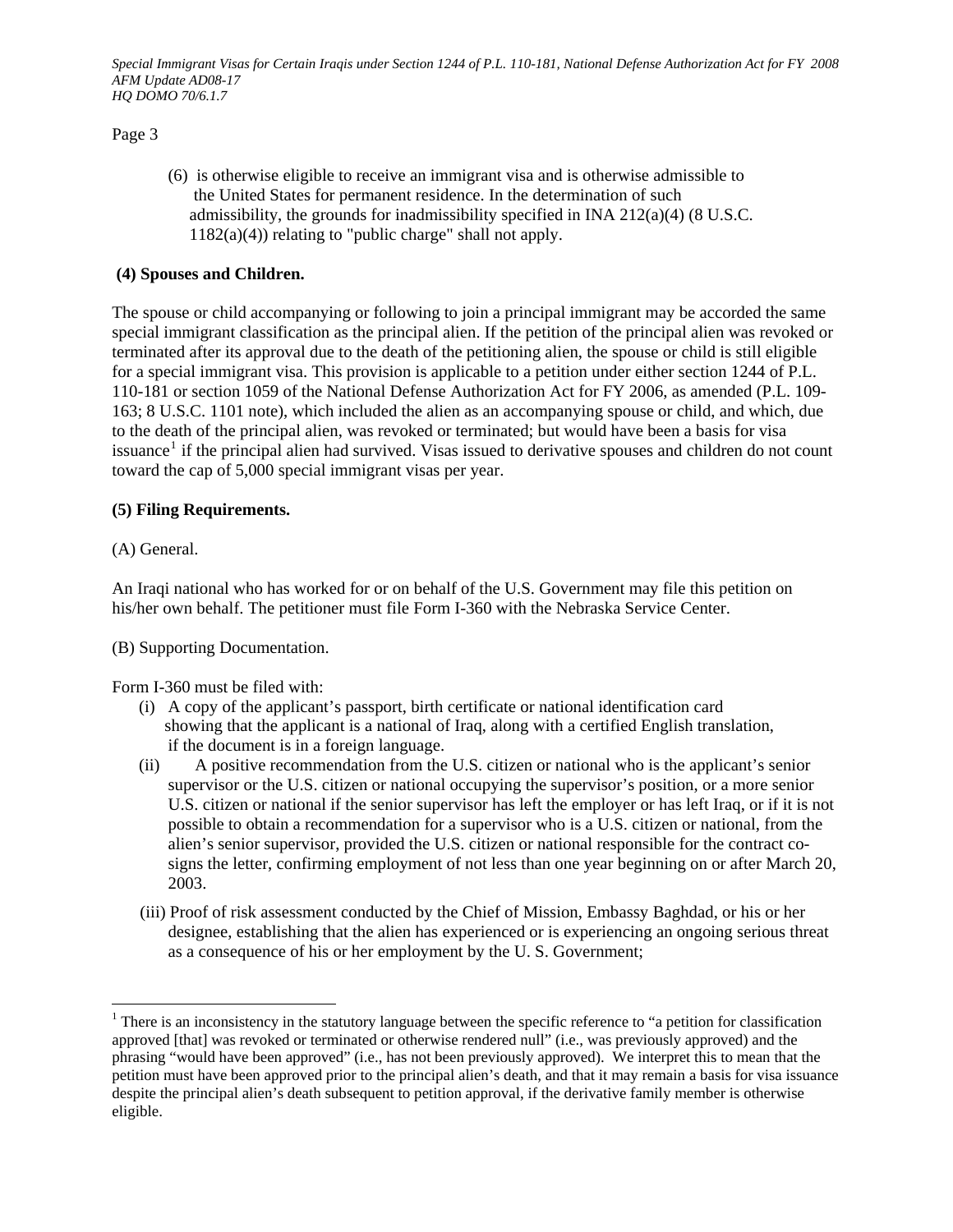(6) is otherwise eligible to receive an immigrant visa and is otherwise admissible to the United States for permanent residence. In the determination of such admissibility, the grounds for inadmissibility specified in INA 212(a)(4) (8 U.S.C. 1182(a)(4)) relating to "public charge" shall not apply.

**(4) Spouses and Children.**

The spouse or child accompanying or following to join a principal immigrant may be accorded the same special immigrant classification as the principal alien. If the petition of the principal alien was revoked or terminated after its approval due to the death of the petitioning alien, the spouse or child is still eligible for a special immigrant visa. This provision is applicable to a petition under either section 1244 of P.L. 110-181 or section 1059 of the National Defense Authorization Act for FY 2006, as amended (P.L. 109-163; 8 U.S.C. 1101 note), which included the alien as an accompanying spouse or child, and which, due to the death of the principal alien, was revoked or terminated; but would have been a basis for visa issuance[1] if the principal alien had survived. Visas issued to derivative spouses and children do not count toward the cap of 5,000 special immigrant visas per year.

**(5) Filing Requirements.**

(A) General.

An Iraqi national who has worked for or on behalf of the U.S. Government may file this petition on his/her own behalf. The petitioner must file Form I-360 with the Nebraska Service Center.

(B) Supporting Documentation.

Form I-360 must be filed with:

(i) A copy of the applicant's passport, birth certificate or national identification card showing that the applicant is a national of Iraq, along with a certified English translation, if the document is in a foreign language.

(ii) A positive recommendation from the U.S. citizen or national who is the applicant's senior supervisor or the U.S. citizen or national occupying the supervisor's position, or a more senior U.S. citizen or national if the senior supervisor has left the employer or has left Iraq, or if it is not possible to obtain a recommendation for a supervisor who is a U.S. citizen or national, from the alien's senior supervisor, provided the U.S. citizen or national responsible for the contract co-signs the letter, confirming employment of not less than one year beginning on or after March 20, 2003.

(iii) Proof of risk assessment conducted by the Chief of Mission, Embassy Baghdad, or his or her designee, establishing that the alien has experienced or is experiencing an ongoing serious threat as a consequence of his or her employment by the U. S. Government;

---

[1] There is an inconsistency in the statutory language between the specific reference to "a petition for classification approved [that] was revoked or terminated or otherwise rendered null" (i.e., was previously approved) and the phrasing "would have been approved" (i.e., has not been previously approved). We interpret this to mean that the petition must have been approved prior to the principal alien's death, and that it may remain a basis for visa issuance despite the principal alien's death subsequent to petition approval, if the derivative family member is otherwise eligible.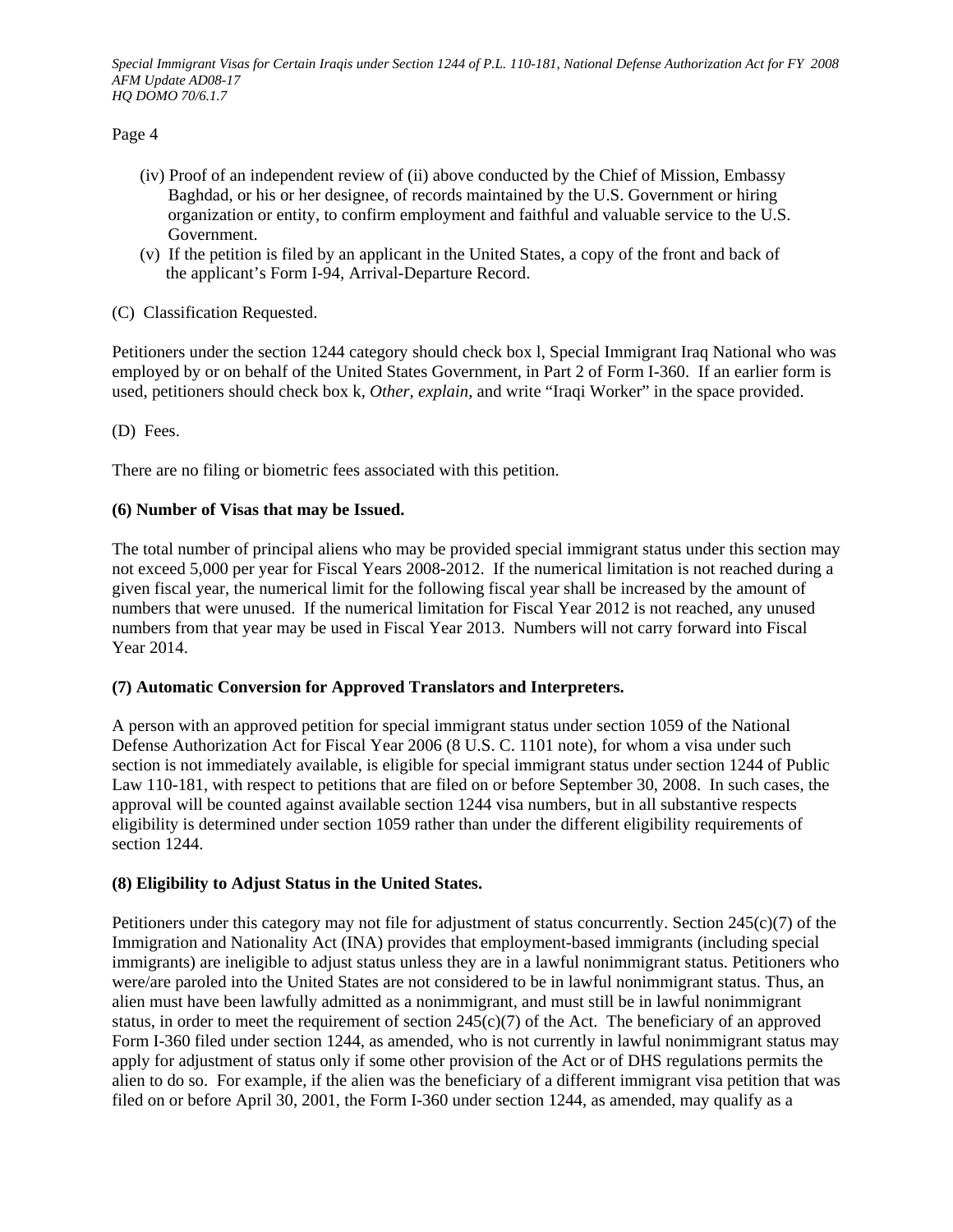(iv) Proof of an independent review of (ii) above conducted by the Chief of Mission, Embassy Baghdad, or his or her designee, of records maintained by the U.S. Government or hiring organization or entity, to confirm employment and faithful and valuable service to the U.S. Government.

(v) If the petition is filed by an applicant in the United States, a copy of the front and back of the applicant's Form I-94, Arrival-Departure Record.

(C) Classification Requested.

Petitioners under the section 1244 category should check box l, Special Immigrant Iraq National who was employed by or on behalf of the United States Government, in Part 2 of Form I-360. If an earlier form is used, petitioners should check box k, *Other, explain*, and write "Iraqi Worker" in the space provided.

(D) Fees.

There are no filing or biometric fees associated with this petition.

**(6) Number of Visas that may be Issued.**

The total number of principal aliens who may be provided special immigrant status under this section may not exceed 5,000 per year for Fiscal Years 2008-2012. If the numerical limitation is not reached during a given fiscal year, the numerical limit for the following fiscal year shall be increased by the amount of numbers that were unused. If the numerical limitation for Fiscal Year 2012 is not reached, any unused numbers from that year may be used in Fiscal Year 2013. Numbers will not carry forward into Fiscal Year 2014.

**(7) Automatic Conversion for Approved Translators and Interpreters.**

A person with an approved petition for special immigrant status under section 1059 of the National Defense Authorization Act for Fiscal Year 2006 (8 U.S. C. 1101 note), for whom a visa under such section is not immediately available, is eligible for special immigrant status under section 1244 of Public Law 110-181, with respect to petitions that are filed on or before September 30, 2008. In such cases, the approval will be counted against available section 1244 visa numbers, but in all substantive respects eligibility is determined under section 1059 rather than under the different eligibility requirements of section 1244.

**(8) Eligibility to Adjust Status in the United States.**

Petitioners under this category may not file for adjustment of status concurrently. Section 245(c)(7) of the Immigration and Nationality Act (INA) provides that employment-based immigrants (including special immigrants) are ineligible to adjust status unless they are in a lawful nonimmigrant status. Petitioners who were/are paroled into the United States are not considered to be in lawful nonimmigrant status. Thus, an alien must have been lawfully admitted as a nonimmigrant, and must still be in lawful nonimmigrant status, in order to meet the requirement of section 245(c)(7) of the Act. The beneficiary of an approved Form I-360 filed under section 1244, as amended, who is not currently in lawful nonimmigrant status may apply for adjustment of status only if some other provision of the Act or of DHS regulations permits the alien to do so. For example, if the alien was the beneficiary of a different immigrant visa petition that was filed on or before April 30, 2001, the Form I-360 under section 1244, as amended, may qualify as a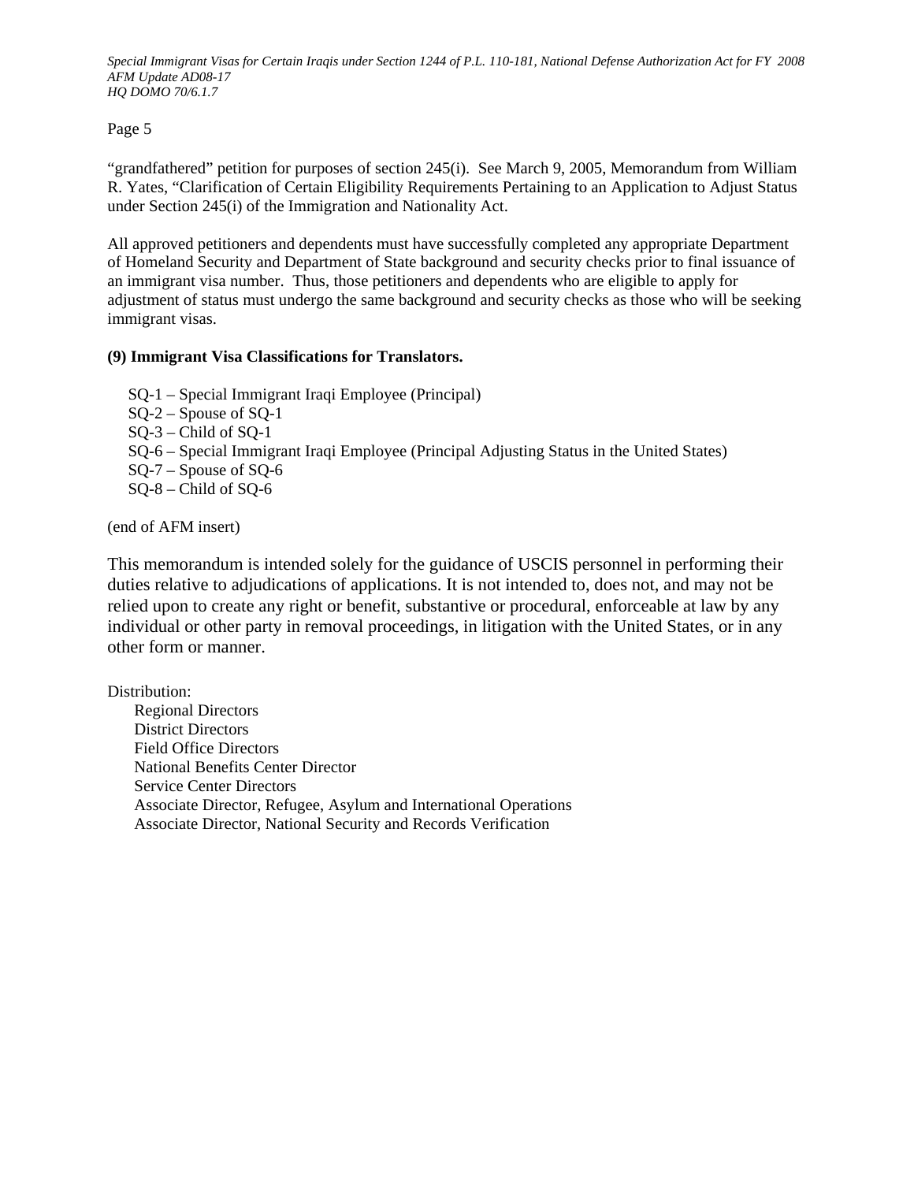"grandfathered" petition for purposes of section 245(i). See March 9, 2005, Memorandum from William R. Yates, "Clarification of Certain Eligibility Requirements Pertaining to an Application to Adjust Status under Section 245(i) of the Immigration and Nationality Act.

All approved petitioners and dependents must have successfully completed any appropriate Department of Homeland Security and Department of State background and security checks prior to final issuance of an immigrant visa number. Thus, those petitioners and dependents who are eligible to apply for adjustment of status must undergo the same background and security checks as those who will be seeking immigrant visas.

**(9) Immigrant Visa Classifications for Translators.**

SQ-1 – Special Immigrant Iraqi Employee (Principal)
SQ-2 – Spouse of SQ-1
SQ-3 – Child of SQ-1
SQ-6 – Special Immigrant Iraqi Employee (Principal Adjusting Status in the United States)
SQ-7 – Spouse of SQ-6
SQ-8 – Child of SQ-6

(end of AFM insert)

This memorandum is intended solely for the guidance of USCIS personnel in performing their duties relative to adjudications of applications. It is not intended to, does not, and may not be relied upon to create any right or benefit, substantive or procedural, enforceable at law by any individual or other party in removal proceedings, in litigation with the United States, or in any other form or manner.

Distribution:
Regional Directors
District Directors
Field Office Directors
National Benefits Center Director
Service Center Directors
Associate Director, Refugee, Asylum and International Operations
Associate Director, National Security and Records Verification